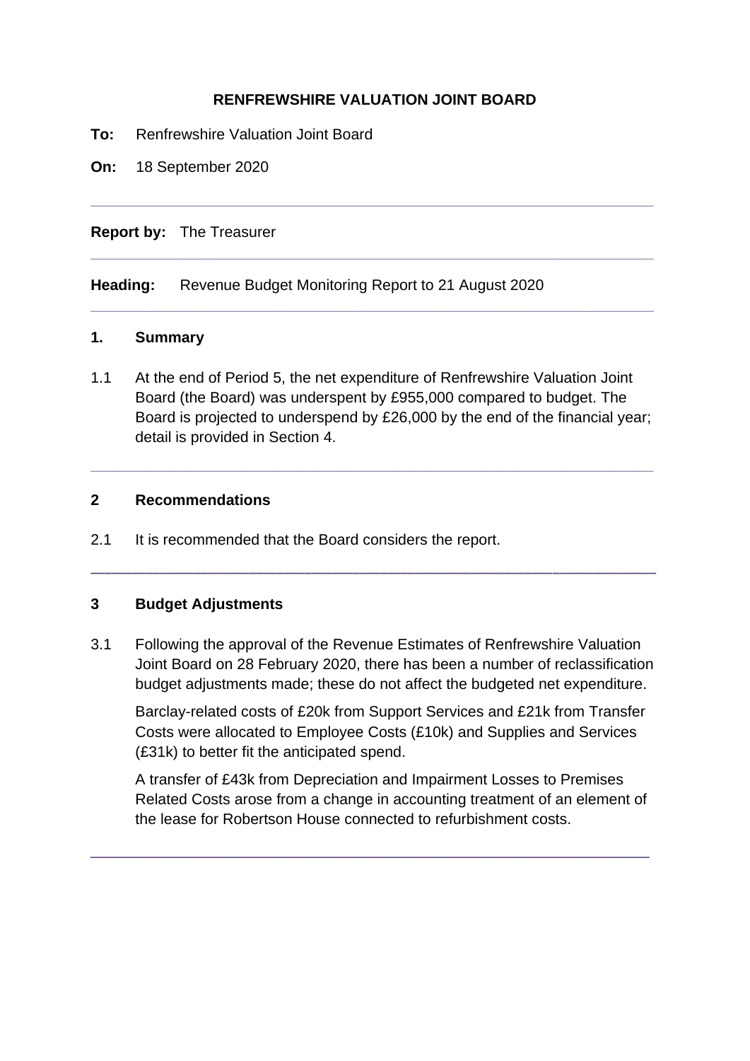**RENFREWSHIRE VALUATION JOINT BOARD**

**To:** Renfrewshire Valuation Joint Board

**On:** 18 September 2020

---

**Report by:** The Treasurer

---

**Heading:** Revenue Budget Monitoring Report to 21 August 2020

---

## 1. Summary

1.1 At the end of Period 5, the net expenditure of Renfrewshire Valuation Joint Board (the Board) was underspent by £955,000 compared to budget. The Board is projected to underspend by £26,000 by the end of the financial year; detail is provided in Section 4.

---

## 2 Recommendations

2.1 It is recommended that the Board considers the report.

---

## 3 Budget Adjustments

3.1 Following the approval of the Revenue Estimates of Renfrewshire Valuation Joint Board on 28 February 2020, there has been a number of reclassification budget adjustments made; these do not affect the budgeted net expenditure.

Barclay-related costs of £20k from Support Services and £21k from Transfer Costs were allocated to Employee Costs (£10k) and Supplies and Services (£31k) to better fit the anticipated spend.

A transfer of £43k from Depreciation and Impairment Losses to Premises Related Costs arose from a change in accounting treatment of an element of the lease for Robertson House connected to refurbishment costs.

---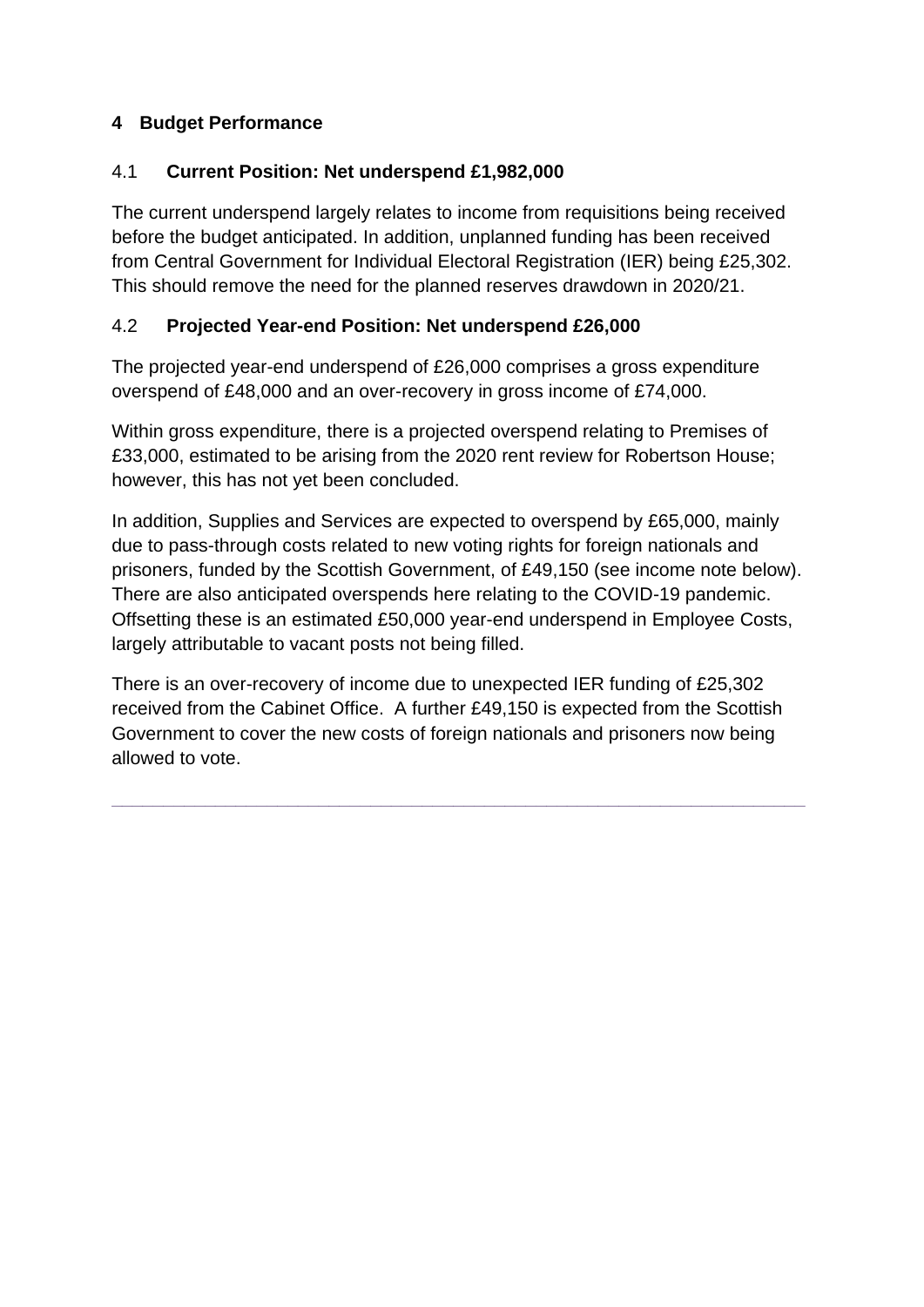## 4 Budget Performance

### 4.1 Current Position: Net underspend £1,982,000

The current underspend largely relates to income from requisitions being received before the budget anticipated. In addition, unplanned funding has been received from Central Government for Individual Electoral Registration (IER) being £25,302. This should remove the need for the planned reserves drawdown in 2020/21.

### 4.2 Projected Year-end Position: Net underspend £26,000

The projected year-end underspend of £26,000 comprises a gross expenditure overspend of £48,000 and an over-recovery in gross income of £74,000.

Within gross expenditure, there is a projected overspend relating to Premises of £33,000, estimated to be arising from the 2020 rent review for Robertson House; however, this has not yet been concluded.

In addition, Supplies and Services are expected to overspend by £65,000, mainly due to pass-through costs related to new voting rights for foreign nationals and prisoners, funded by the Scottish Government, of £49,150 (see income note below). There are also anticipated overspends here relating to the COVID-19 pandemic. Offsetting these is an estimated £50,000 year-end underspend in Employee Costs, largely attributable to vacant posts not being filled.

There is an over-recovery of income due to unexpected IER funding of £25,302 received from the Cabinet Office. A further £49,150 is expected from the Scottish Government to cover the new costs of foreign nationals and prisoners now being allowed to vote.

---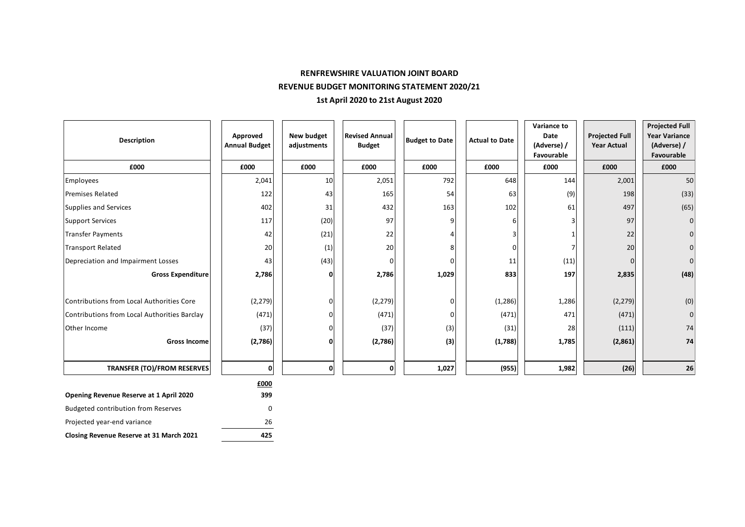**RENFREWSHIRE VALUATION JOINT BOARD**

**REVENUE BUDGET MONITORING STATEMENT 2020/21**

**1st April 2020 to 21st August 2020**

| Description | Approved Annual Budget | New budget adjustments | Revised Annual Budget | Budget to Date | Actual to Date | Variance to Date (Adverse) / Favourable | Projected Full Year Actual | Projected Full Year Variance (Adverse) / Favourable |
|---|---|---|---|---|---|---|---|---|
| £000 | £000 | £000 | £000 | £000 | £000 | £000 | £000 | £000 |
| Employees | 2,041 | 10 | 2,051 | 792 | 648 | 144 | 2,001 | 50 |
| Premises Related | 122 | 43 | 165 | 54 | 63 | (9) | 198 | (33) |
| Supplies and Services | 402 | 31 | 432 | 163 | 102 | 61 | 497 | (65) |
| Support Services | 117 | (20) | 97 | 9 | 6 | 3 | 97 | 0 |
| Transfer Payments | 42 | (21) | 22 | 4 | 3 | 1 | 22 | 0 |
| Transport Related | 20 | (1) | 20 | 8 | 0 | 7 | 20 | 0 |
| Depreciation and Impairment Losses | 43 | (43) | 0 | 0 | 11 | (11) | 0 | 0 |
| **Gross Expenditure** | **2,786** | **0** | **2,786** | **1,029** | **833** | **197** | **2,835** | **(48)** |
| | | | | | | | | |
| Contributions from Local Authorities Core | (2,279) | 0 | (2,279) | 0 | (1,286) | 1,286 | (2,279) | (0) |
| Contributions from Local Authorities Barclay | (471) | 0 | (471) | 0 | (471) | 471 | (471) | 0 |
| Other Income | (37) | 0 | (37) | (3) | (31) | 28 | (111) | 74 |
| **Gross Income** | **(2,786)** | **0** | **(2,786)** | **(3)** | **(1,788)** | **1,785** | **(2,861)** | **74** |
| | | | | | | | | |
| **TRANSFER (TO)/FROM RESERVES** | **0** | **0** | **0** | **1,027** | **(955)** | **1,982** | **(26)** | **26** |

| | £000 |
|---|---|
| **Opening Revenue Reserve at 1 April 2020** | **399** |
| Budgeted contribution from Reserves | 0 |
| Projected year-end variance | 26 |
| **Closing Revenue Reserve at 31 March 2021** | **425** |